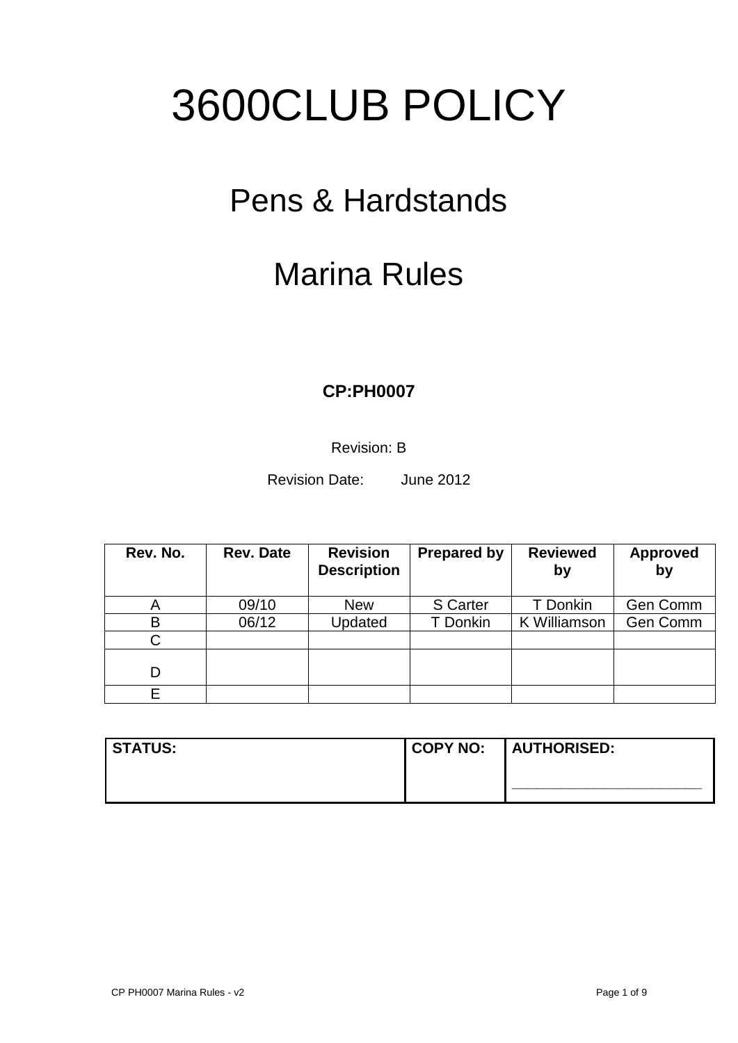# 3600CLUB POLICY

## Pens & Hardstands

## Marina Rules

**CP:PH0007**

Revision: B

Revision Date: June 2012

| Rev. No. | Rev. Date | Revision Description | Prepared by | Reviewed by | Approved by |
|---|---|---|---|---|---|
| A | 09/10 | New | S Carter | T Donkin | Gen Comm |
| B | 06/12 | Updated | T Donkin | K Williamson | Gen Comm |
| C | | | | | |
| D | | | | | |
| E | | | | | |

| STATUS: | COPY NO: | AUTHORISED: |
|---|---|---|
| | | ________________________ |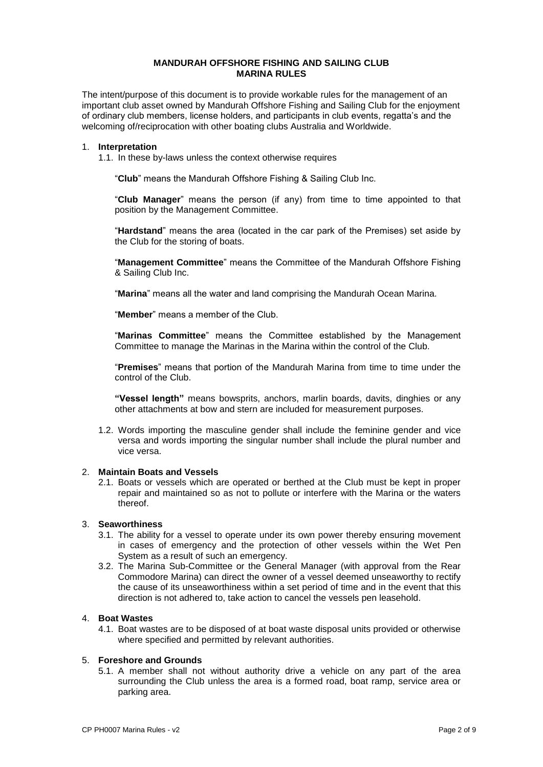**MANDURAH OFFSHORE FISHING AND SAILING CLUB**
**MARINA RULES**

The intent/purpose of this document is to provide workable rules for the management of an important club asset owned by Mandurah Offshore Fishing and Sailing Club for the enjoyment of ordinary club members, license holders, and participants in club events, regatta's and the welcoming of/reciprocation with other boating clubs Australia and Worldwide.

1. **Interpretation**
   1.1. In these by-laws unless the context otherwise requires

   "**Club**" means the Mandurah Offshore Fishing & Sailing Club Inc.

   "**Club Manager**" means the person (if any) from time to time appointed to that position by the Management Committee.

   "**Hardstand**" means the area (located in the car park of the Premises) set aside by the Club for the storing of boats.

   "**Management Committee**" means the Committee of the Mandurah Offshore Fishing & Sailing Club Inc.

   "**Marina**" means all the water and land comprising the Mandurah Ocean Marina.

   "**Member**" means a member of the Club.

   "**Marinas Committee**" means the Committee established by the Management Committee to manage the Marinas in the Marina within the control of the Club.

   "**Premises**" means that portion of the Mandurah Marina from time to time under the control of the Club.

   **"Vessel length"** means bowsprits, anchors, marlin boards, davits, dinghies or any other attachments at bow and stern are included for measurement purposes.

   1.2. Words importing the masculine gender shall include the feminine gender and vice versa and words importing the singular number shall include the plural number and vice versa.

2. **Maintain Boats and Vessels**
   2.1. Boats or vessels which are operated or berthed at the Club must be kept in proper repair and maintained so as not to pollute or interfere with the Marina or the waters thereof.

3. **Seaworthiness**
   3.1. The ability for a vessel to operate under its own power thereby ensuring movement in cases of emergency and the protection of other vessels within the Wet Pen System as a result of such an emergency.
   3.2. The Marina Sub-Committee or the General Manager (with approval from the Rear Commodore Marina) can direct the owner of a vessel deemed unseaworthy to rectify the cause of its unseaworthiness within a set period of time and in the event that this direction is not adhered to, take action to cancel the vessels pen leasehold.

4. **Boat Wastes**
   4.1. Boat wastes are to be disposed of at boat waste disposal units provided or otherwise where specified and permitted by relevant authorities.

5. **Foreshore and Grounds**
   5.1. A member shall not without authority drive a vehicle on any part of the area surrounding the Club unless the area is a formed road, boat ramp, service area or parking area.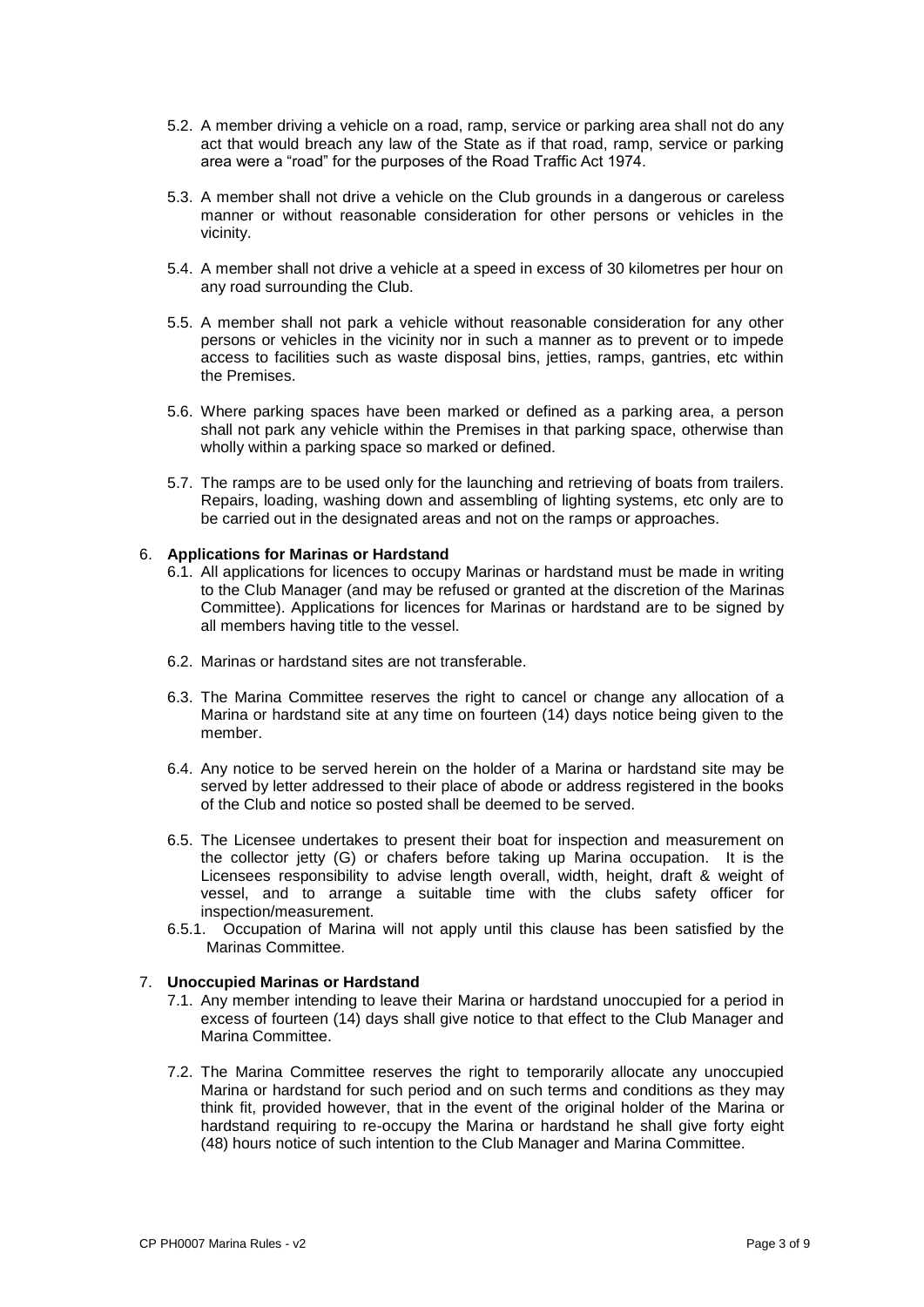5.2. A member driving a vehicle on a road, ramp, service or parking area shall not do any act that would breach any law of the State as if that road, ramp, service or parking area were a "road" for the purposes of the Road Traffic Act 1974.

5.3. A member shall not drive a vehicle on the Club grounds in a dangerous or careless manner or without reasonable consideration for other persons or vehicles in the vicinity.

5.4. A member shall not drive a vehicle at a speed in excess of 30 kilometres per hour on any road surrounding the Club.

5.5. A member shall not park a vehicle without reasonable consideration for any other persons or vehicles in the vicinity nor in such a manner as to prevent or to impede access to facilities such as waste disposal bins, jetties, ramps, gantries, etc within the Premises.

5.6. Where parking spaces have been marked or defined as a parking area, a person shall not park any vehicle within the Premises in that parking space, otherwise than wholly within a parking space so marked or defined.

5.7. The ramps are to be used only for the launching and retrieving of boats from trailers. Repairs, loading, washing down and assembling of lighting systems, etc only are to be carried out in the designated areas and not on the ramps or approaches.

6. **Applications for Marinas or Hardstand**

6.1. All applications for licences to occupy Marinas or hardstand must be made in writing to the Club Manager (and may be refused or granted at the discretion of the Marinas Committee). Applications for licences for Marinas or hardstand are to be signed by all members having title to the vessel.

6.2. Marinas or hardstand sites are not transferable.

6.3. The Marina Committee reserves the right to cancel or change any allocation of a Marina or hardstand site at any time on fourteen (14) days notice being given to the member.

6.4. Any notice to be served herein on the holder of a Marina or hardstand site may be served by letter addressed to their place of abode or address registered in the books of the Club and notice so posted shall be deemed to be served.

6.5. The Licensee undertakes to present their boat for inspection and measurement on the collector jetty (G) or chafers before taking up Marina occupation. It is the Licensees responsibility to advise length overall, width, height, draft & weight of vessel, and to arrange a suitable time with the clubs safety officer for inspection/measurement.

6.5.1. Occupation of Marina will not apply until this clause has been satisfied by the Marinas Committee.

7. **Unoccupied Marinas or Hardstand**

7.1. Any member intending to leave their Marina or hardstand unoccupied for a period in excess of fourteen (14) days shall give notice to that effect to the Club Manager and Marina Committee.

7.2. The Marina Committee reserves the right to temporarily allocate any unoccupied Marina or hardstand for such period and on such terms and conditions as they may think fit, provided however, that in the event of the original holder of the Marina or hardstand requiring to re-occupy the Marina or hardstand he shall give forty eight (48) hours notice of such intention to the Club Manager and Marina Committee.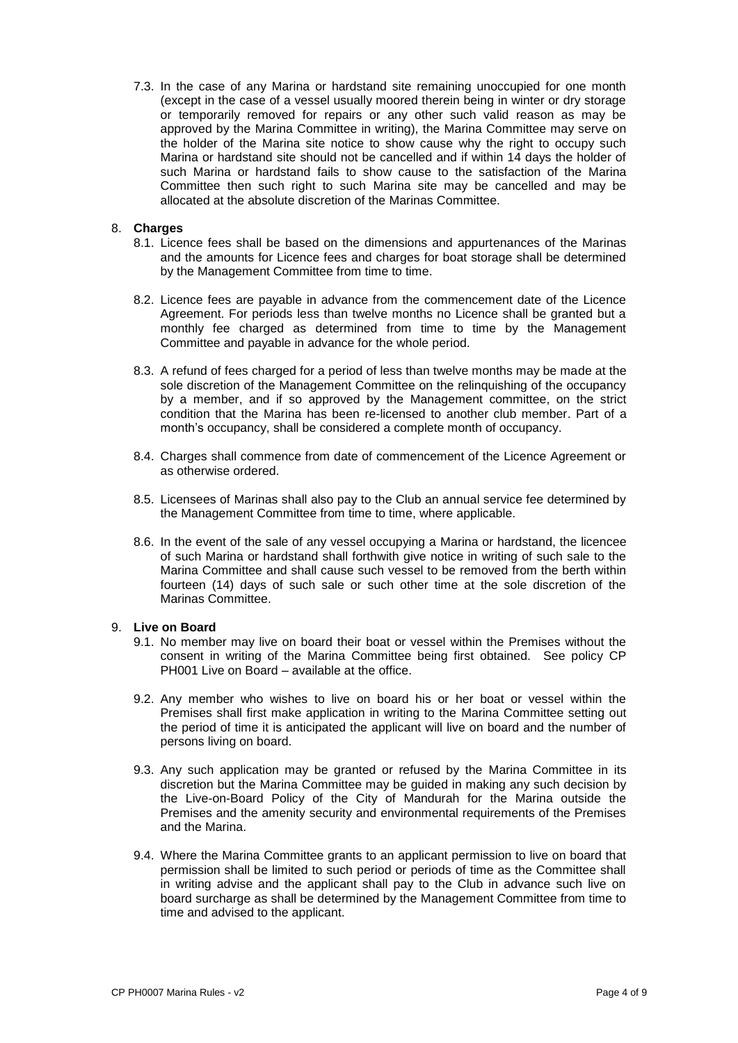7.3. In the case of any Marina or hardstand site remaining unoccupied for one month (except in the case of a vessel usually moored therein being in winter or dry storage or temporarily removed for repairs or any other such valid reason as may be approved by the Marina Committee in writing), the Marina Committee may serve on the holder of the Marina site notice to show cause why the right to occupy such Marina or hardstand site should not be cancelled and if within 14 days the holder of such Marina or hardstand fails to show cause to the satisfaction of the Marina Committee then such right to such Marina site may be cancelled and may be allocated at the absolute discretion of the Marinas Committee.

8. **Charges**

   8.1. Licence fees shall be based on the dimensions and appurtenances of the Marinas and the amounts for Licence fees and charges for boat storage shall be determined by the Management Committee from time to time.

   8.2. Licence fees are payable in advance from the commencement date of the Licence Agreement. For periods less than twelve months no Licence shall be granted but a monthly fee charged as determined from time to time by the Management Committee and payable in advance for the whole period.

   8.3. A refund of fees charged for a period of less than twelve months may be made at the sole discretion of the Management Committee on the relinquishing of the occupancy by a member, and if so approved by the Management committee, on the strict condition that the Marina has been re-licensed to another club member. Part of a month's occupancy, shall be considered a complete month of occupancy.

   8.4. Charges shall commence from date of commencement of the Licence Agreement or as otherwise ordered.

   8.5. Licensees of Marinas shall also pay to the Club an annual service fee determined by the Management Committee from time to time, where applicable.

   8.6. In the event of the sale of any vessel occupying a Marina or hardstand, the licencee of such Marina or hardstand shall forthwith give notice in writing of such sale to the Marina Committee and shall cause such vessel to be removed from the berth within fourteen (14) days of such sale or such other time at the sole discretion of the Marinas Committee.

9. **Live on Board**

   9.1. No member may live on board their boat or vessel within the Premises without the consent in writing of the Marina Committee being first obtained. See policy CP PH001 Live on Board – available at the office.

   9.2. Any member who wishes to live on board his or her boat or vessel within the Premises shall first make application in writing to the Marina Committee setting out the period of time it is anticipated the applicant will live on board and the number of persons living on board.

   9.3. Any such application may be granted or refused by the Marina Committee in its discretion but the Marina Committee may be guided in making any such decision by the Live-on-Board Policy of the City of Mandurah for the Marina outside the Premises and the amenity security and environmental requirements of the Premises and the Marina.

   9.4. Where the Marina Committee grants to an applicant permission to live on board that permission shall be limited to such period or periods of time as the Committee shall in writing advise and the applicant shall pay to the Club in advance such live on board surcharge as shall be determined by the Management Committee from time to time and advised to the applicant.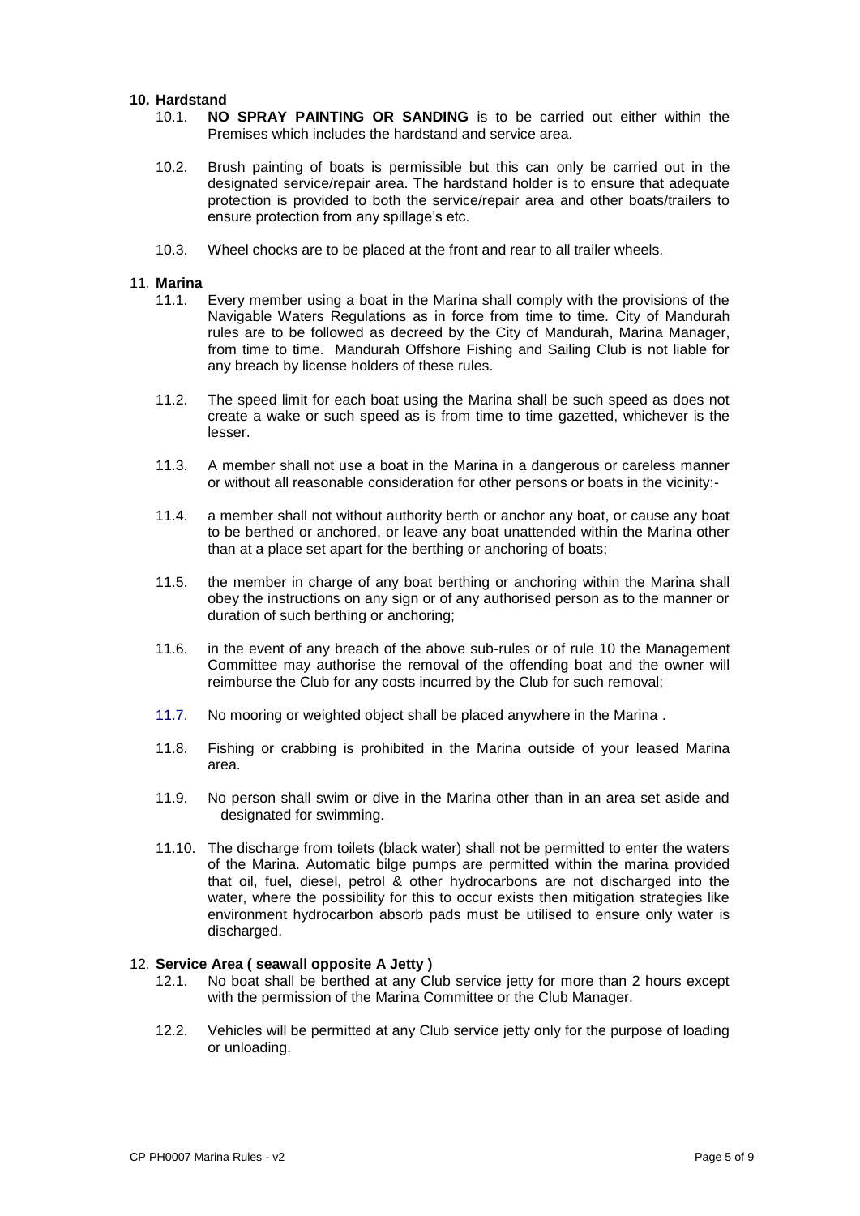## 10. Hardstand

10.1. **NO SPRAY PAINTING OR SANDING** is to be carried out either within the Premises which includes the hardstand and service area.

10.2. Brush painting of boats is permissible but this can only be carried out in the designated service/repair area. The hardstand holder is to ensure that adequate protection is provided to both the service/repair area and other boats/trailers to ensure protection from any spillage's etc.

10.3. Wheel chocks are to be placed at the front and rear to all trailer wheels.

## 11. Marina

11.1. Every member using a boat in the Marina shall comply with the provisions of the Navigable Waters Regulations as in force from time to time. City of Mandurah rules are to be followed as decreed by the City of Mandurah, Marina Manager, from time to time. Mandurah Offshore Fishing and Sailing Club is not liable for any breach by license holders of these rules.

11.2. The speed limit for each boat using the Marina shall be such speed as does not create a wake or such speed as is from time to time gazetted, whichever is the lesser.

11.3. A member shall not use a boat in the Marina in a dangerous or careless manner or without all reasonable consideration for other persons or boats in the vicinity:-

11.4. a member shall not without authority berth or anchor any boat, or cause any boat to be berthed or anchored, or leave any boat unattended within the Marina other than at a place set apart for the berthing or anchoring of boats;

11.5. the member in charge of any boat berthing or anchoring within the Marina shall obey the instructions on any sign or of any authorised person as to the manner or duration of such berthing or anchoring;

11.6. in the event of any breach of the above sub-rules or of rule 10 the Management Committee may authorise the removal of the offending boat and the owner will reimburse the Club for any costs incurred by the Club for such removal;

11.7. No mooring or weighted object shall be placed anywhere in the Marina .

11.8. Fishing or crabbing is prohibited in the Marina outside of your leased Marina area.

11.9. No person shall swim or dive in the Marina other than in an area set aside and designated for swimming.

11.10. The discharge from toilets (black water) shall not be permitted to enter the waters of the Marina. Automatic bilge pumps are permitted within the marina provided that oil, fuel, diesel, petrol & other hydrocarbons are not discharged into the water, where the possibility for this to occur exists then mitigation strategies like environment hydrocarbon absorb pads must be utilised to ensure only water is discharged.

## 12. Service Area ( seawall opposite A Jetty )

12.1. No boat shall be berthed at any Club service jetty for more than 2 hours except with the permission of the Marina Committee or the Club Manager.

12.2. Vehicles will be permitted at any Club service jetty only for the purpose of loading or unloading.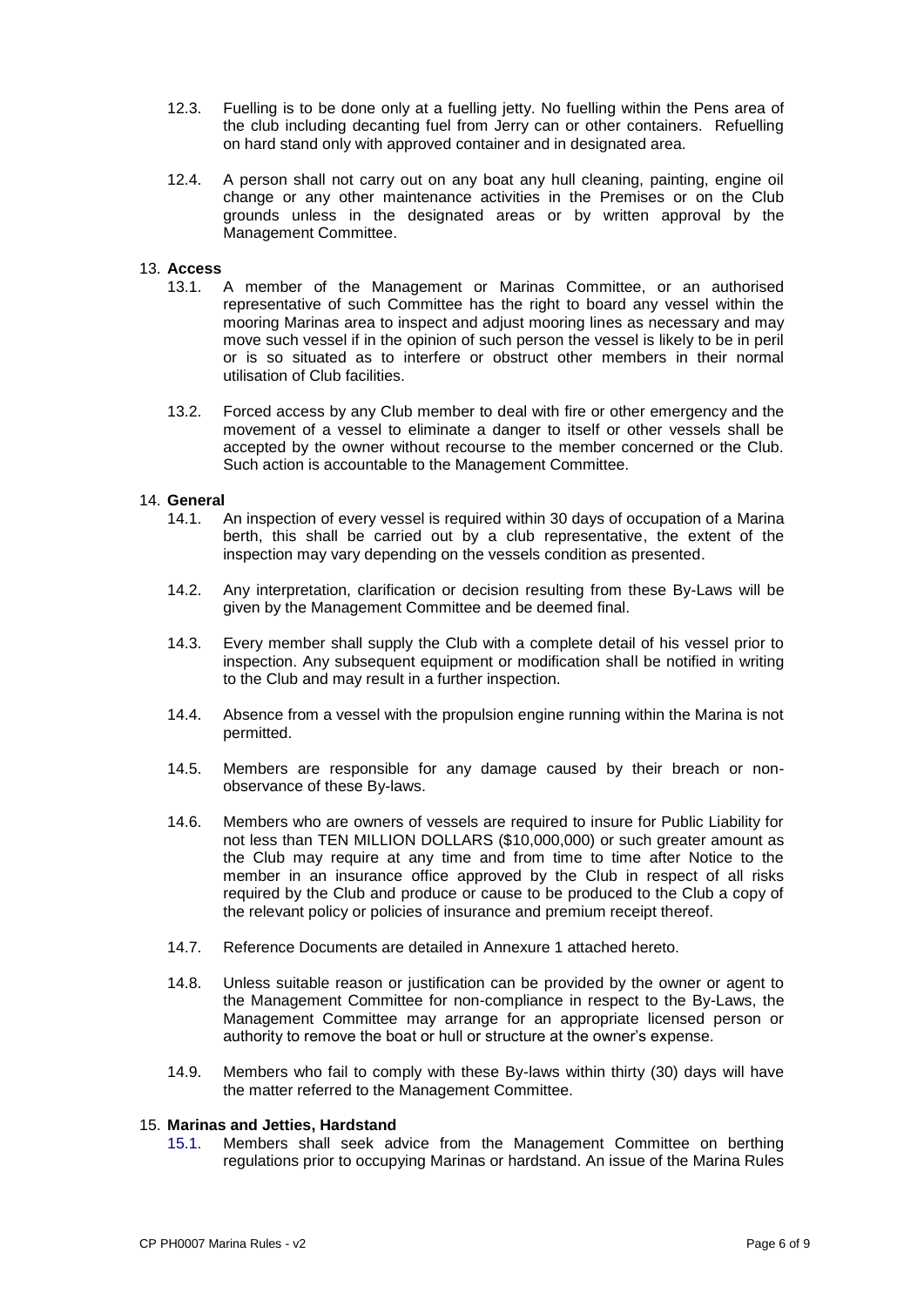12.3. Fuelling is to be done only at a fuelling jetty. No fuelling within the Pens area of the club including decanting fuel from Jerry can or other containers. Refuelling on hard stand only with approved container and in designated area.

12.4. A person shall not carry out on any boat any hull cleaning, painting, engine oil change or any other maintenance activities in the Premises or on the Club grounds unless in the designated areas or by written approval by the Management Committee.

13. **Access**

13.1. A member of the Management or Marinas Committee, or an authorised representative of such Committee has the right to board any vessel within the mooring Marinas area to inspect and adjust mooring lines as necessary and may move such vessel if in the opinion of such person the vessel is likely to be in peril or is so situated as to interfere or obstruct other members in their normal utilisation of Club facilities.

13.2. Forced access by any Club member to deal with fire or other emergency and the movement of a vessel to eliminate a danger to itself or other vessels shall be accepted by the owner without recourse to the member concerned or the Club. Such action is accountable to the Management Committee.

14. **General**

14.1. An inspection of every vessel is required within 30 days of occupation of a Marina berth, this shall be carried out by a club representative, the extent of the inspection may vary depending on the vessels condition as presented.

14.2. Any interpretation, clarification or decision resulting from these By-Laws will be given by the Management Committee and be deemed final.

14.3. Every member shall supply the Club with a complete detail of his vessel prior to inspection. Any subsequent equipment or modification shall be notified in writing to the Club and may result in a further inspection.

14.4. Absence from a vessel with the propulsion engine running within the Marina is not permitted.

14.5. Members are responsible for any damage caused by their breach or non-observance of these By-laws.

14.6. Members who are owners of vessels are required to insure for Public Liability for not less than TEN MILLION DOLLARS ($10,000,000) or such greater amount as the Club may require at any time and from time to time after Notice to the member in an insurance office approved by the Club in respect of all risks required by the Club and produce or cause to be produced to the Club a copy of the relevant policy or policies of insurance and premium receipt thereof.

14.7. Reference Documents are detailed in Annexure 1 attached hereto.

14.8. Unless suitable reason or justification can be provided by the owner or agent to the Management Committee for non-compliance in respect to the By-Laws, the Management Committee may arrange for an appropriate licensed person or authority to remove the boat or hull or structure at the owner's expense.

14.9. Members who fail to comply with these By-laws within thirty (30) days will have the matter referred to the Management Committee.

15. **Marinas and Jetties, Hardstand**

15.1. Members shall seek advice from the Management Committee on berthing regulations prior to occupying Marinas or hardstand. An issue of the Marina Rules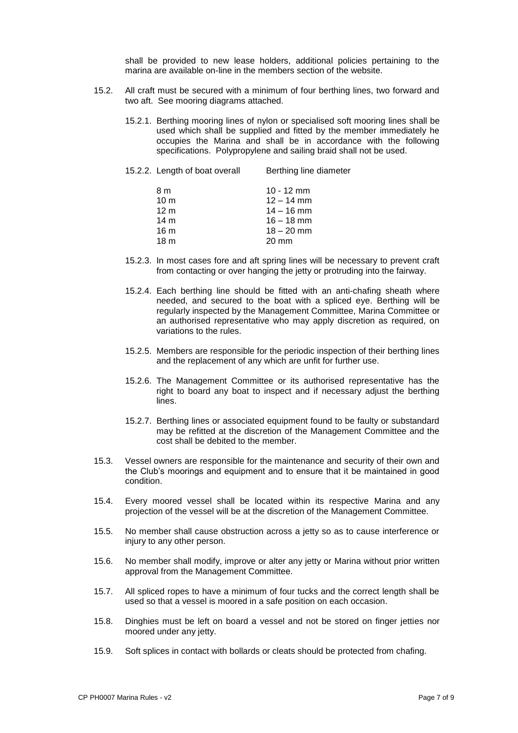shall be provided to new lease holders, additional policies pertaining to the marina are available on-line in the members section of the website.

15.2. All craft must be secured with a minimum of four berthing lines, two forward and two aft. See mooring diagrams attached.

15.2.1. Berthing mooring lines of nylon or specialised soft mooring lines shall be used which shall be supplied and fitted by the member immediately he occupies the Marina and shall be in accordance with the following specifications. Polypropylene and sailing braid shall not be used.

15.2.2.

| Length of boat overall | Berthing line diameter |
|---|---|
| 8 m | 10 - 12 mm |
| 10 m | 12 – 14 mm |
| 12 m | 14 – 16 mm |
| 14 m | 16 – 18 mm |
| 16 m | 18 – 20 mm |
| 18 m | 20 mm |

15.2.3. In most cases fore and aft spring lines will be necessary to prevent craft from contacting or over hanging the jetty or protruding into the fairway.

15.2.4. Each berthing line should be fitted with an anti-chafing sheath where needed, and secured to the boat with a spliced eye. Berthing will be regularly inspected by the Management Committee, Marina Committee or an authorised representative who may apply discretion as required, on variations to the rules.

15.2.5. Members are responsible for the periodic inspection of their berthing lines and the replacement of any which are unfit for further use.

15.2.6. The Management Committee or its authorised representative has the right to board any boat to inspect and if necessary adjust the berthing lines.

15.2.7. Berthing lines or associated equipment found to be faulty or substandard may be refitted at the discretion of the Management Committee and the cost shall be debited to the member.

15.3. Vessel owners are responsible for the maintenance and security of their own and the Club's moorings and equipment and to ensure that it be maintained in good condition.

15.4. Every moored vessel shall be located within its respective Marina and any projection of the vessel will be at the discretion of the Management Committee.

15.5. No member shall cause obstruction across a jetty so as to cause interference or injury to any other person.

15.6. No member shall modify, improve or alter any jetty or Marina without prior written approval from the Management Committee.

15.7. All spliced ropes to have a minimum of four tucks and the correct length shall be used so that a vessel is moored in a safe position on each occasion.

15.8. Dinghies must be left on board a vessel and not be stored on finger jetties nor moored under any jetty.

15.9. Soft splices in contact with bollards or cleats should be protected from chafing.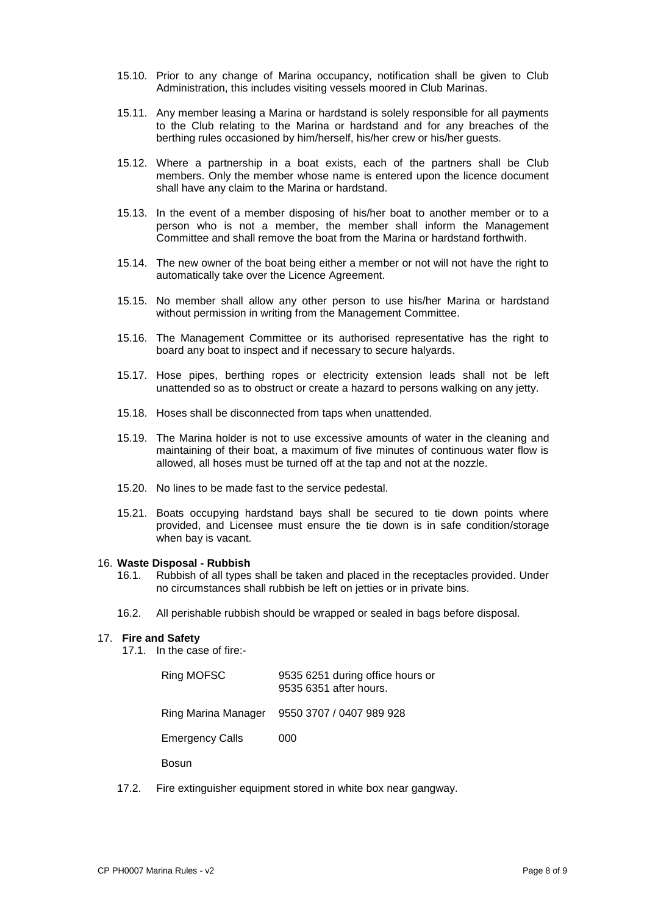15.10. Prior to any change of Marina occupancy, notification shall be given to Club Administration, this includes visiting vessels moored in Club Marinas.

15.11. Any member leasing a Marina or hardstand is solely responsible for all payments to the Club relating to the Marina or hardstand and for any breaches of the berthing rules occasioned by him/herself, his/her crew or his/her guests.

15.12. Where a partnership in a boat exists, each of the partners shall be Club members. Only the member whose name is entered upon the licence document shall have any claim to the Marina or hardstand.

15.13. In the event of a member disposing of his/her boat to another member or to a person who is not a member, the member shall inform the Management Committee and shall remove the boat from the Marina or hardstand forthwith.

15.14. The new owner of the boat being either a member or not will not have the right to automatically take over the Licence Agreement.

15.15. No member shall allow any other person to use his/her Marina or hardstand without permission in writing from the Management Committee.

15.16. The Management Committee or its authorised representative has the right to board any boat to inspect and if necessary to secure halyards.

15.17. Hose pipes, berthing ropes or electricity extension leads shall not be left unattended so as to obstruct or create a hazard to persons walking on any jetty.

15.18. Hoses shall be disconnected from taps when unattended.

15.19. The Marina holder is not to use excessive amounts of water in the cleaning and maintaining of their boat, a maximum of five minutes of continuous water flow is allowed, all hoses must be turned off at the tap and not at the nozzle.

15.20. No lines to be made fast to the service pedestal.

15.21. Boats occupying hardstand bays shall be secured to tie down points where provided, and Licensee must ensure the tie down is in safe condition/storage when bay is vacant.

## 16. Waste Disposal - Rubbish

16.1. Rubbish of all types shall be taken and placed in the receptacles provided. Under no circumstances shall rubbish be left on jetties or in private bins.

16.2. All perishable rubbish should be wrapped or sealed in bags before disposal.

## 17. Fire and Safety

17.1. In the case of fire:-

| | |
|---|---|
| Ring MOFSC | 9535 6251 during office hours or 9535 6351 after hours. |
| Ring Marina Manager | 9550 3707 / 0407 989 928 |
| Emergency Calls | 000 |
| Bosun | |

17.2. Fire extinguisher equipment stored in white box near gangway.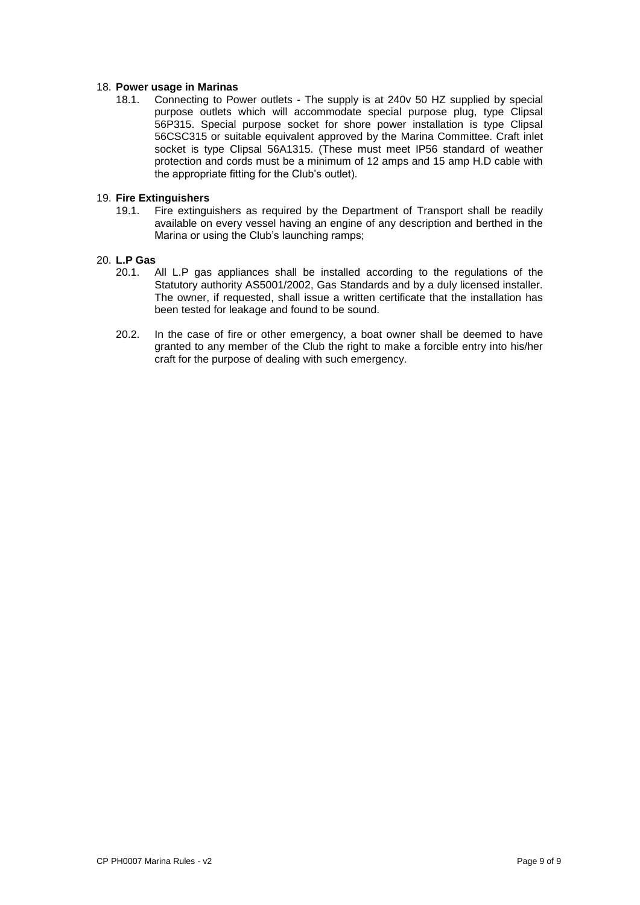18. **Power usage in Marinas**
    18.1. Connecting to Power outlets - The supply is at 240v 50 HZ supplied by special purpose outlets which will accommodate special purpose plug, type Clipsal 56P315. Special purpose socket for shore power installation is type Clipsal 56CSC315 or suitable equivalent approved by the Marina Committee. Craft inlet socket is type Clipsal 56A1315. (These must meet IP56 standard of weather protection and cords must be a minimum of 12 amps and 15 amp H.D cable with the appropriate fitting for the Club's outlet).

19. **Fire Extinguishers**
    19.1. Fire extinguishers as required by the Department of Transport shall be readily available on every vessel having an engine of any description and berthed in the Marina or using the Club's launching ramps;

20. **L.P Gas**
    20.1. All L.P gas appliances shall be installed according to the regulations of the Statutory authority AS5001/2002, Gas Standards and by a duly licensed installer. The owner, if requested, shall issue a written certificate that the installation has been tested for leakage and found to be sound.

    20.2. In the case of fire or other emergency, a boat owner shall be deemed to have granted to any member of the Club the right to make a forcible entry into his/her craft for the purpose of dealing with such emergency.